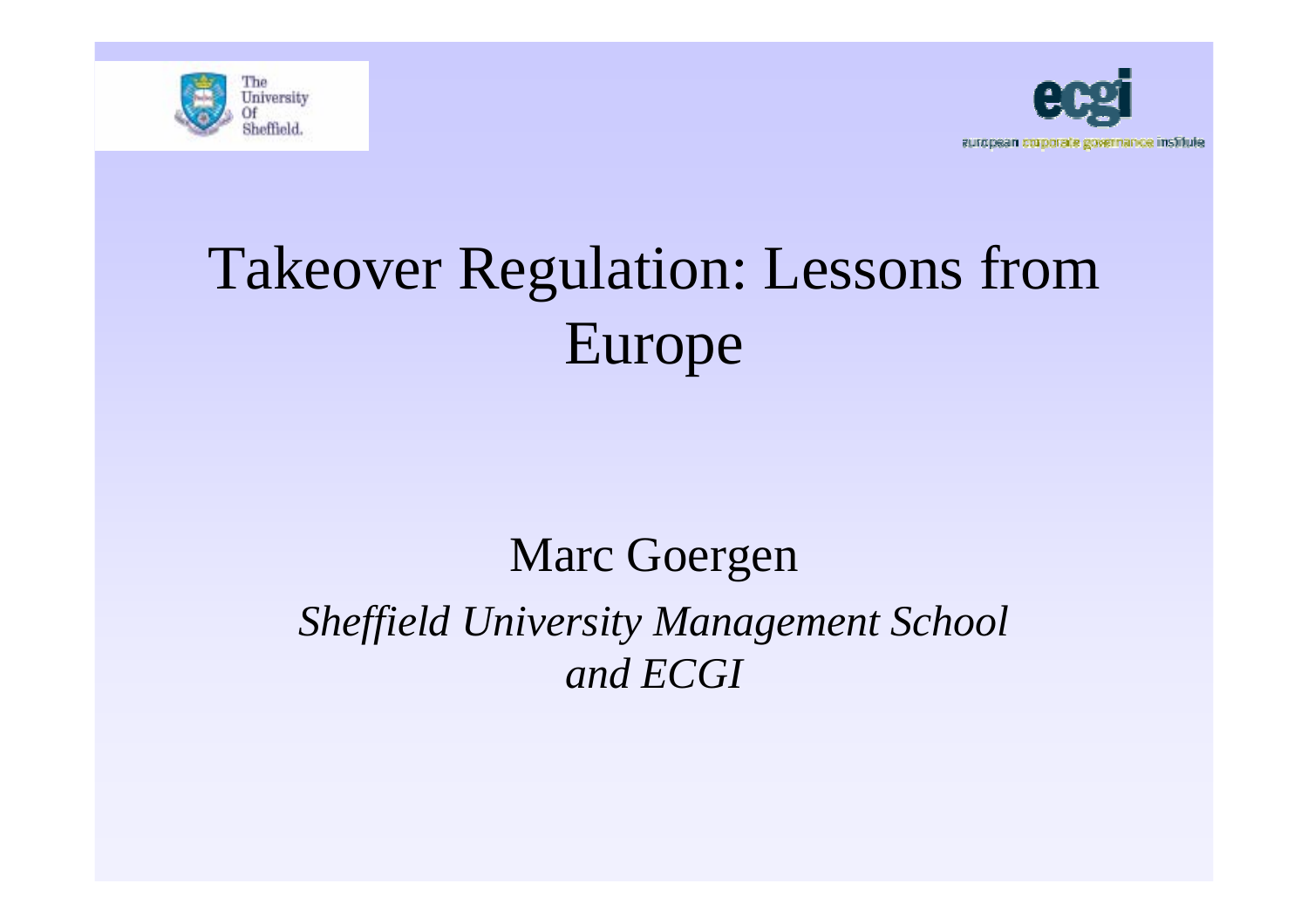# Takeover Regulation: Lessons from Europe

Marc Goergen

*Sheffield University Management School and ECGI*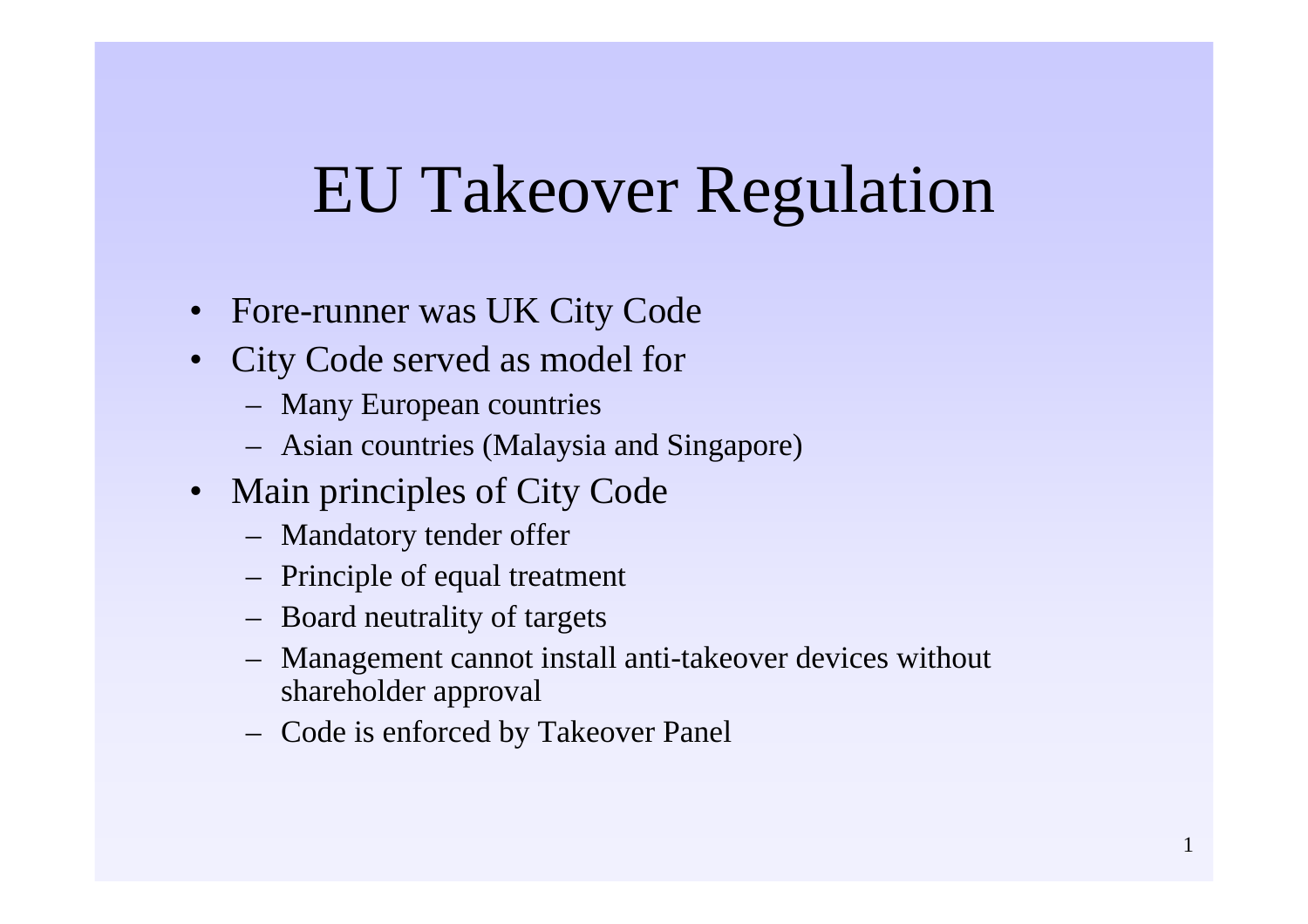# EU Takeover Regulation

- Fore-runner was UK City Code
- City Code served as model for
  - Many European countries
  - Asian countries (Malaysia and Singapore)
- Main principles of City Code
  - Mandatory tender offer
  - Principle of equal treatment
  - Board neutrality of targets
  - Management cannot install anti-takeover devices without shareholder approval
  - Code is enforced by Takeover Panel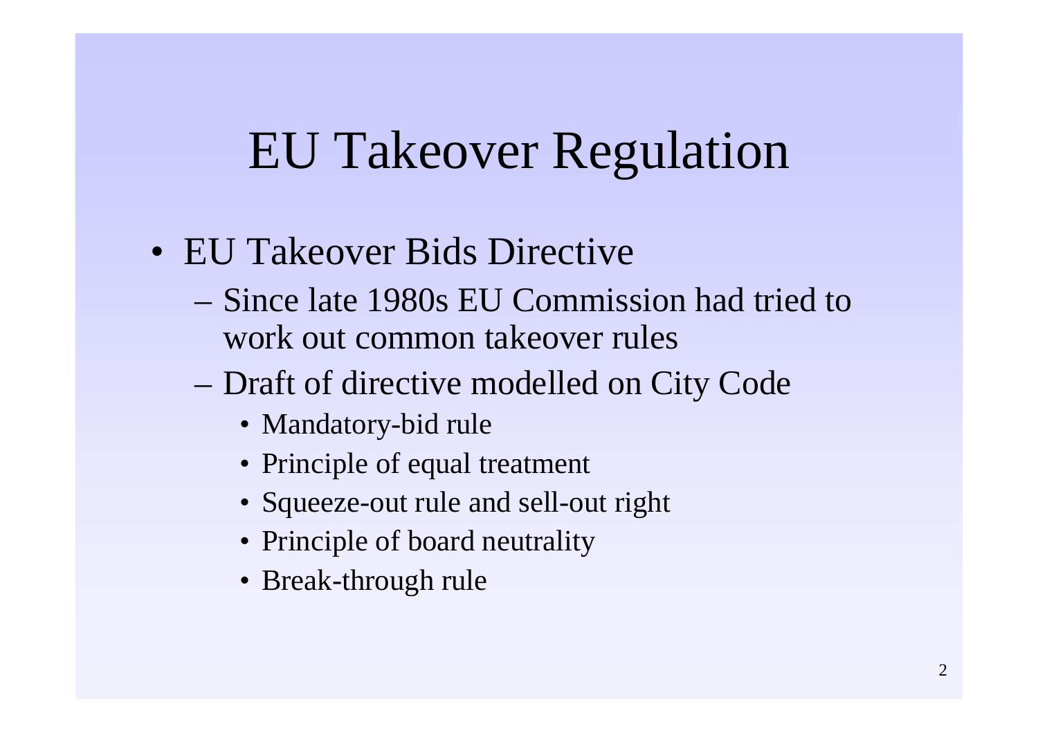# EU Takeover Regulation

- EU Takeover Bids Directive
  - Since late 1980s EU Commission had tried to work out common takeover rules
  - Draft of directive modelled on City Code
    - Mandatory-bid rule
    - Principle of equal treatment
    - Squeeze-out rule and sell-out right
    - Principle of board neutrality
    - Break-through rule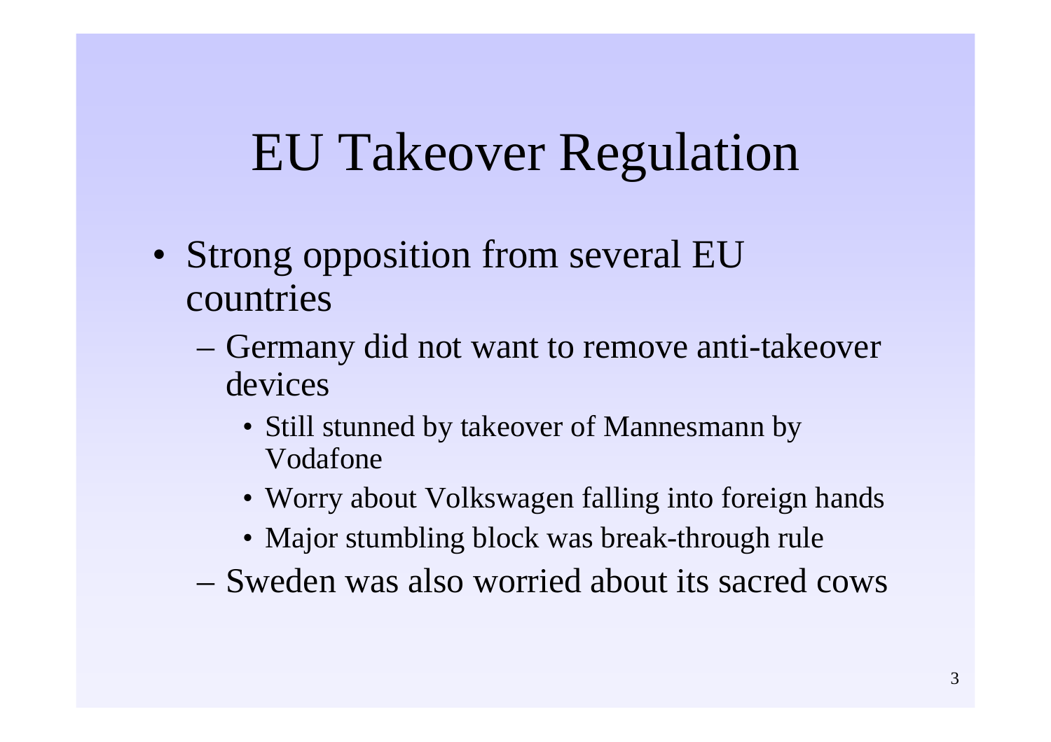# EU Takeover Regulation

- Strong opposition from several EU countries
  - Germany did not want to remove anti-takeover devices
    - Still stunned by takeover of Mannesmann by Vodafone
    - Worry about Volkswagen falling into foreign hands
    - Major stumbling block was break-through rule
  - Sweden was also worried about its sacred cows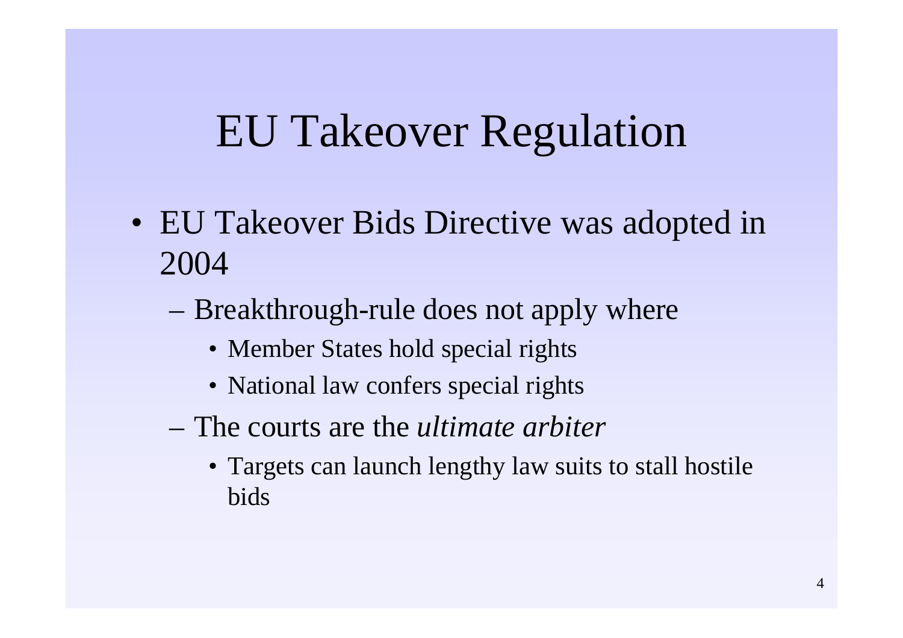# EU Takeover Regulation

- EU Takeover Bids Directive was adopted in 2004
  - Breakthrough-rule does not apply where
    - Member States hold special rights
    - National law confers special rights
  - The courts are the *ultimate arbiter*
    - Targets can launch lengthy law suits to stall hostile bids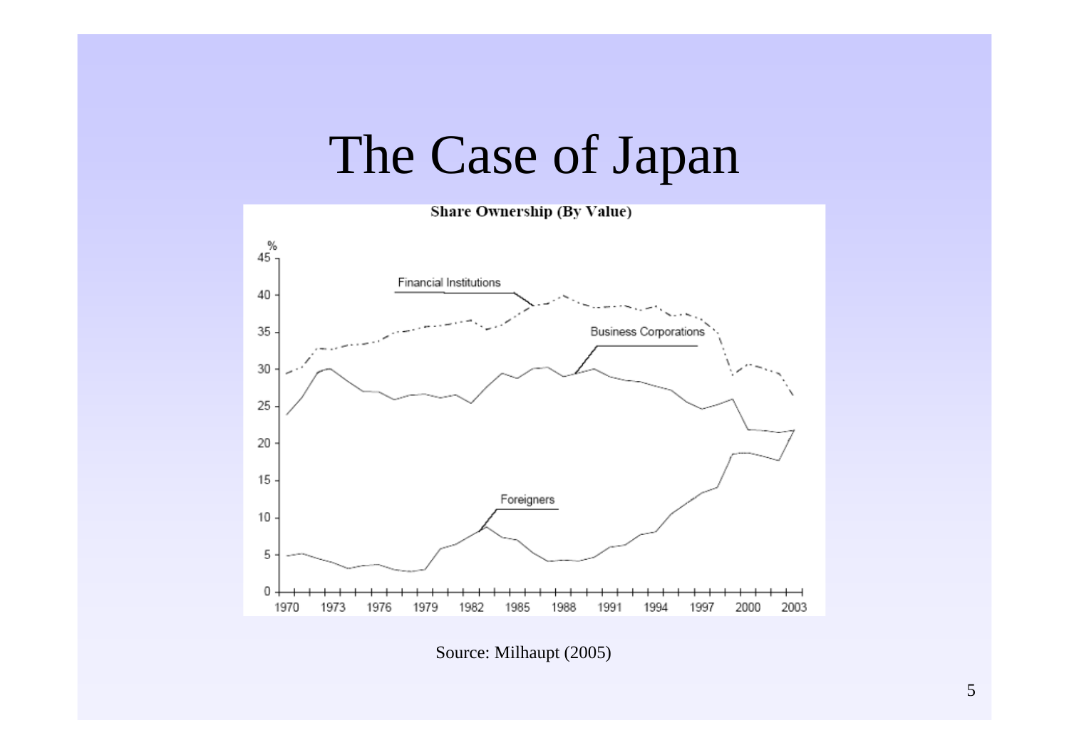# The Case of Japan

**Share Ownership (By Value)**

Source: Milhaupt (2005)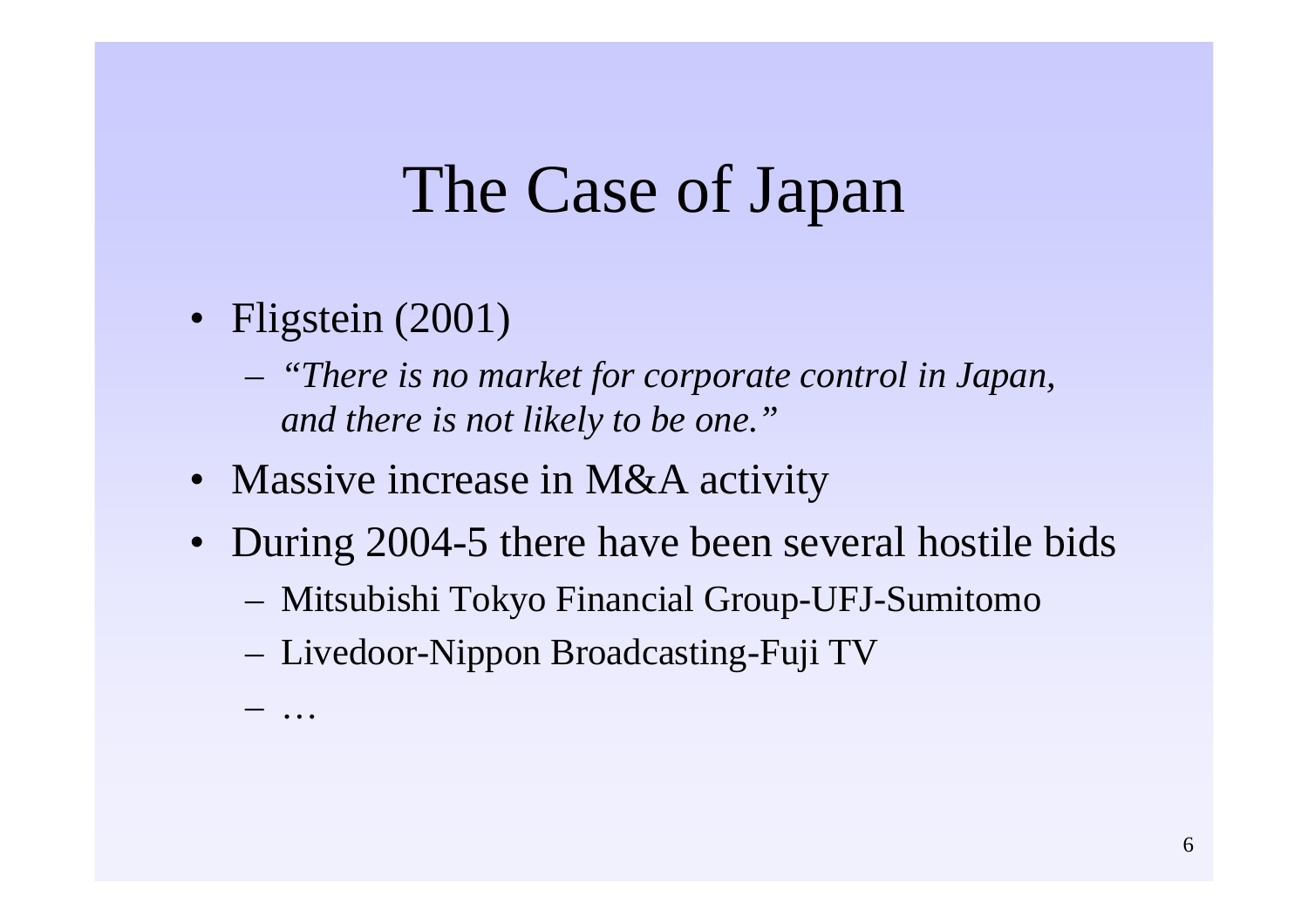# The Case of Japan

- Fligstein (2001)
  - *"There is no market for corporate control in Japan, and there is not likely to be one."*
- Massive increase in M&A activity
- During 2004-5 there have been several hostile bids
  - Mitsubishi Tokyo Financial Group-UFJ-Sumitomo
  - Livedoor-Nippon Broadcasting-Fuji TV
  - …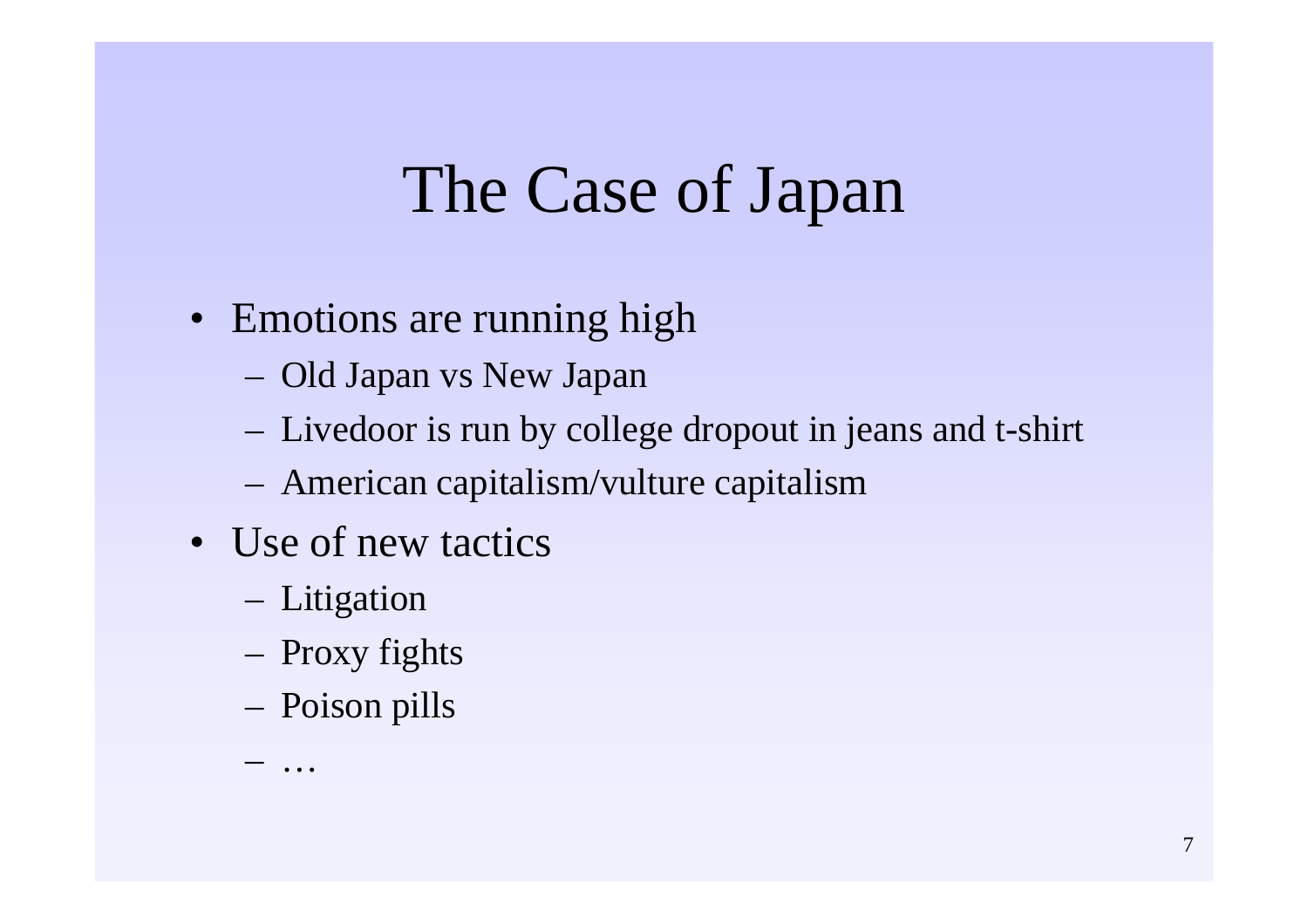# The Case of Japan

- Emotions are running high
  - Old Japan vs New Japan
  - Livedoor is run by college dropout in jeans and t-shirt
  - American capitalism/vulture capitalism
- Use of new tactics
  - Litigation
  - Proxy fights
  - Poison pills
  - …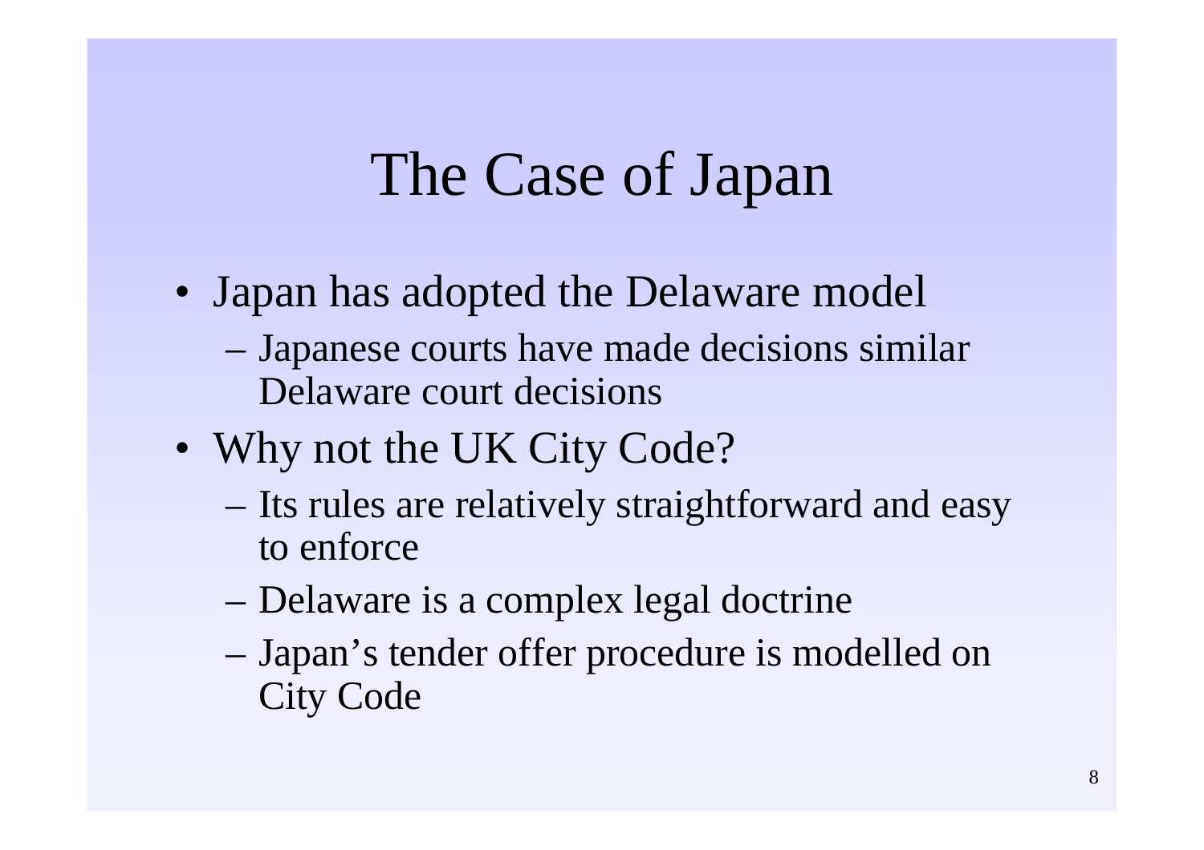# The Case of Japan

- Japan has adopted the Delaware model
  - Japanese courts have made decisions similar Delaware court decisions
- Why not the UK City Code?
  - Its rules are relatively straightforward and easy to enforce
  - Delaware is a complex legal doctrine
  - Japan's tender offer procedure is modelled on City Code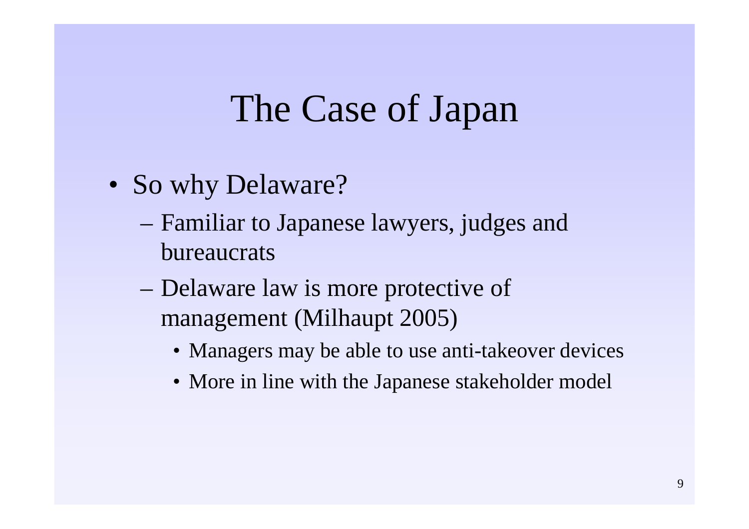# The Case of Japan

- So why Delaware?
  - Familiar to Japanese lawyers, judges and bureaucrats
  - Delaware law is more protective of management (Milhaupt 2005)
    - Managers may be able to use anti-takeover devices
    - More in line with the Japanese stakeholder model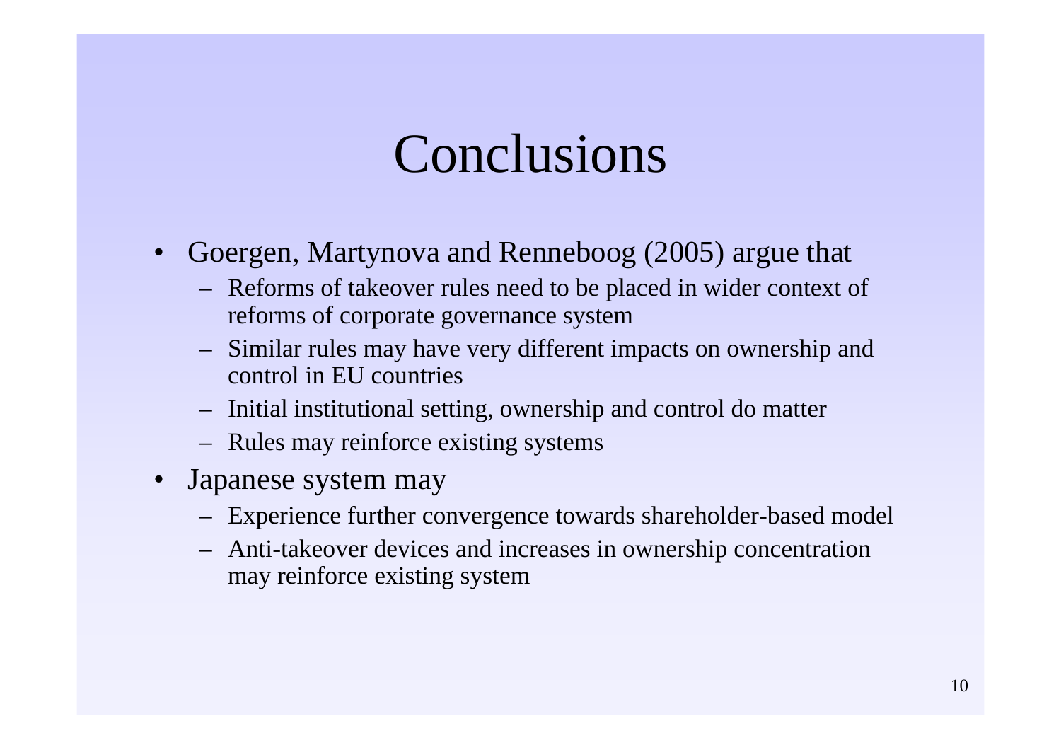# Conclusions

- Goergen, Martynova and Renneboog (2005) argue that
  - Reforms of takeover rules need to be placed in wider context of reforms of corporate governance system
  - Similar rules may have very different impacts on ownership and control in EU countries
  - Initial institutional setting, ownership and control do matter
  - Rules may reinforce existing systems
- Japanese system may
  - Experience further convergence towards shareholder-based model
  - Anti-takeover devices and increases in ownership concentration may reinforce existing system